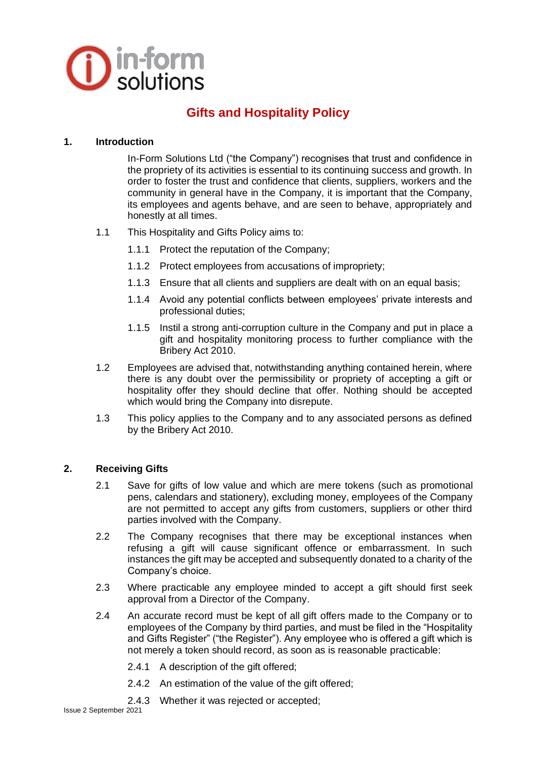# Gifts and Hospitality Policy

## 1. Introduction

In-Form Solutions Ltd ("the Company") recognises that trust and confidence in the propriety of its activities is essential to its continuing success and growth. In order to foster the trust and confidence that clients, suppliers, workers and the community in general have in the Company, it is important that the Company, its employees and agents behave, and are seen to behave, appropriately and honestly at all times.

1.1 This Hospitality and Gifts Policy aims to:

1.1.1 Protect the reputation of the Company;

1.1.2 Protect employees from accusations of impropriety;

1.1.3 Ensure that all clients and suppliers are dealt with on an equal basis;

1.1.4 Avoid any potential conflicts between employees' private interests and professional duties;

1.1.5 Instil a strong anti-corruption culture in the Company and put in place a gift and hospitality monitoring process to further compliance with the Bribery Act 2010.

1.2 Employees are advised that, notwithstanding anything contained herein, where there is any doubt over the permissibility or propriety of accepting a gift or hospitality offer they should decline that offer. Nothing should be accepted which would bring the Company into disrepute.

1.3 This policy applies to the Company and to any associated persons as defined by the Bribery Act 2010.

## 2. Receiving Gifts

2.1 Save for gifts of low value and which are mere tokens (such as promotional pens, calendars and stationery), excluding money, employees of the Company are not permitted to accept any gifts from customers, suppliers or other third parties involved with the Company.

2.2 The Company recognises that there may be exceptional instances when refusing a gift will cause significant offence or embarrassment. In such instances the gift may be accepted and subsequently donated to a charity of the Company's choice.

2.3 Where practicable any employee minded to accept a gift should first seek approval from a Director of the Company.

2.4 An accurate record must be kept of all gift offers made to the Company or to employees of the Company by third parties, and must be filed in the "Hospitality and Gifts Register" ("the Register"). Any employee who is offered a gift which is not merely a token should record, as soon as is reasonable practicable:

2.4.1 A description of the gift offered;

2.4.2 An estimation of the value of the gift offered;

2.4.3 Whether it was rejected or accepted;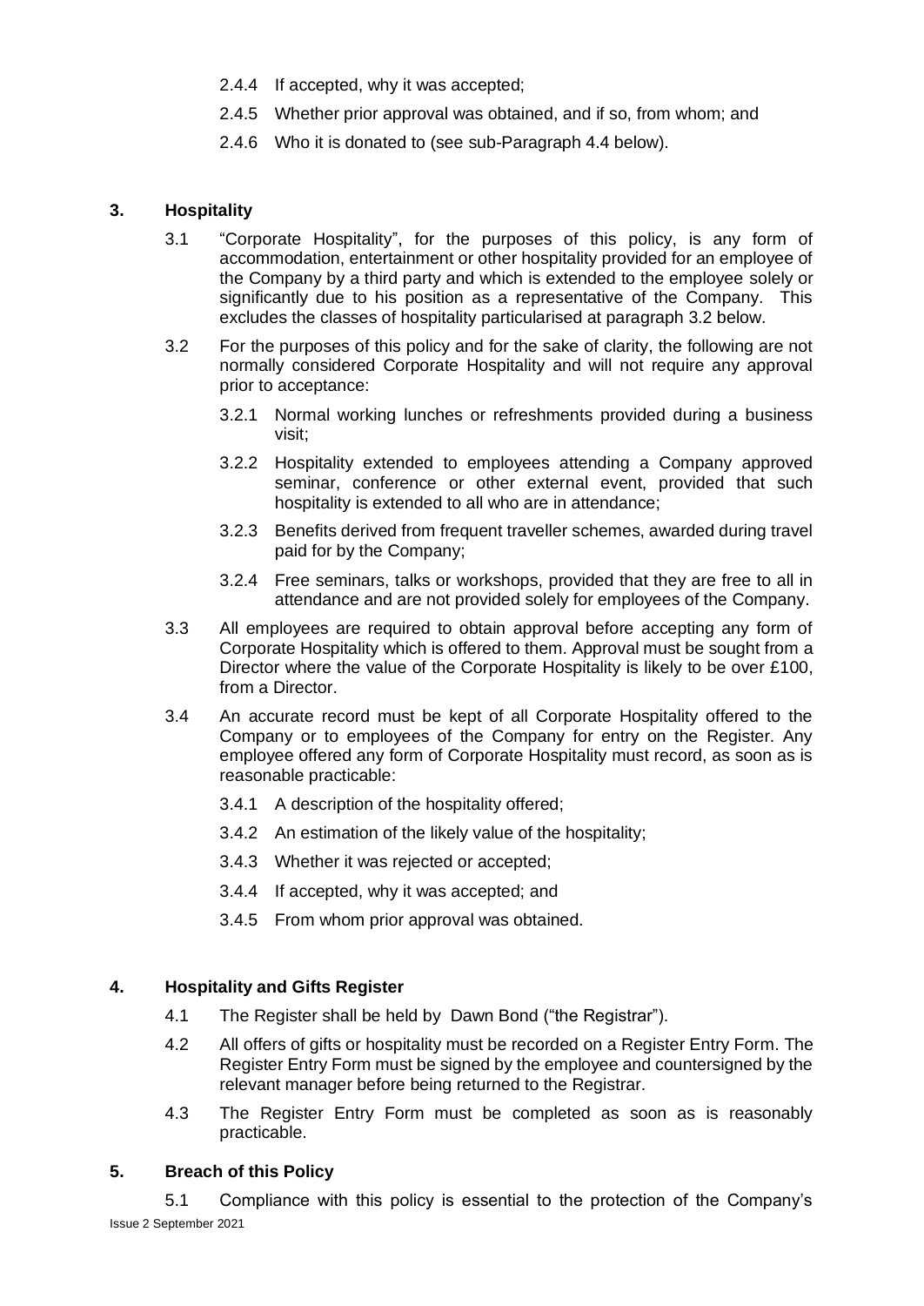2.4.4 If accepted, why it was accepted;

2.4.5 Whether prior approval was obtained, and if so, from whom; and

2.4.6 Who it is donated to (see sub-Paragraph 4.4 below).

## 3. Hospitality

3.1 "Corporate Hospitality", for the purposes of this policy, is any form of accommodation, entertainment or other hospitality provided for an employee of the Company by a third party and which is extended to the employee solely or significantly due to his position as a representative of the Company. This excludes the classes of hospitality particularised at paragraph 3.2 below.

3.2 For the purposes of this policy and for the sake of clarity, the following are not normally considered Corporate Hospitality and will not require any approval prior to acceptance:

3.2.1 Normal working lunches or refreshments provided during a business visit;

3.2.2 Hospitality extended to employees attending a Company approved seminar, conference or other external event, provided that such hospitality is extended to all who are in attendance;

3.2.3 Benefits derived from frequent traveller schemes, awarded during travel paid for by the Company;

3.2.4 Free seminars, talks or workshops, provided that they are free to all in attendance and are not provided solely for employees of the Company.

3.3 All employees are required to obtain approval before accepting any form of Corporate Hospitality which is offered to them. Approval must be sought from a Director where the value of the Corporate Hospitality is likely to be over £100, from a Director.

3.4 An accurate record must be kept of all Corporate Hospitality offered to the Company or to employees of the Company for entry on the Register. Any employee offered any form of Corporate Hospitality must record, as soon as is reasonable practicable:

3.4.1 A description of the hospitality offered;

3.4.2 An estimation of the likely value of the hospitality;

3.4.3 Whether it was rejected or accepted;

3.4.4 If accepted, why it was accepted; and

3.4.5 From whom prior approval was obtained.

## 4. Hospitality and Gifts Register

4.1 The Register shall be held by Dawn Bond ("the Registrar").

4.2 All offers of gifts or hospitality must be recorded on a Register Entry Form. The Register Entry Form must be signed by the employee and countersigned by the relevant manager before being returned to the Registrar.

4.3 The Register Entry Form must be completed as soon as is reasonably practicable.

## 5. Breach of this Policy

5.1 Compliance with this policy is essential to the protection of the Company's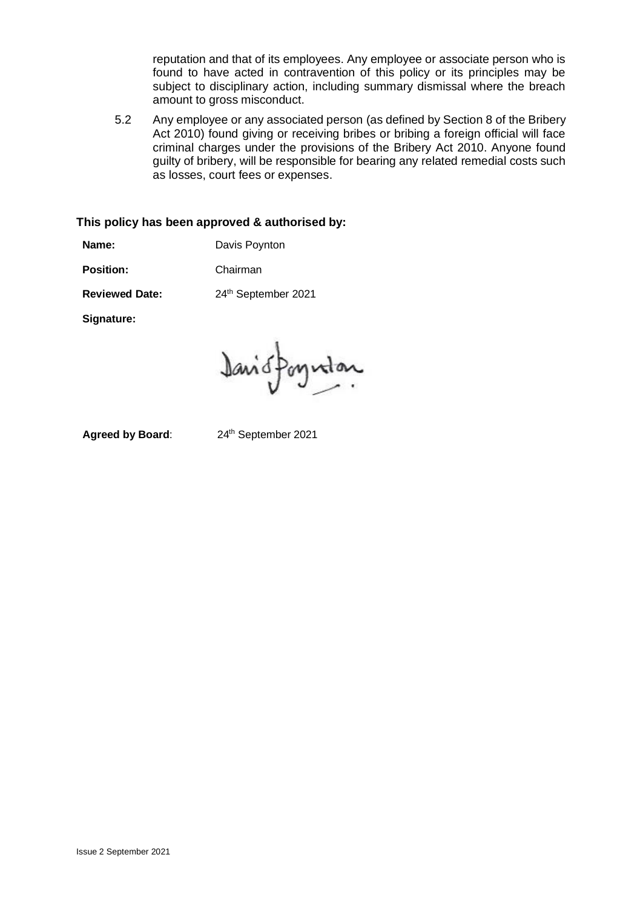reputation and that of its employees. Any employee or associate person who is found to have acted in contravention of this policy or its principles may be subject to disciplinary action, including summary dismissal where the breach amount to gross misconduct.

5.2 Any employee or any associated person (as defined by Section 8 of the Bribery Act 2010) found giving or receiving bribes or bribing a foreign official will face criminal charges under the provisions of the Bribery Act 2010. Anyone found guilty of bribery, will be responsible for bearing any related remedial costs such as losses, court fees or expenses.

**This policy has been approved & authorised by:**

**Name:** Davis Poynton

**Position:** Chairman

**Reviewed Date:** 24th September 2021

**Signature:**

**Agreed by Board**: 24th September 2021

Issue 2 September 2021